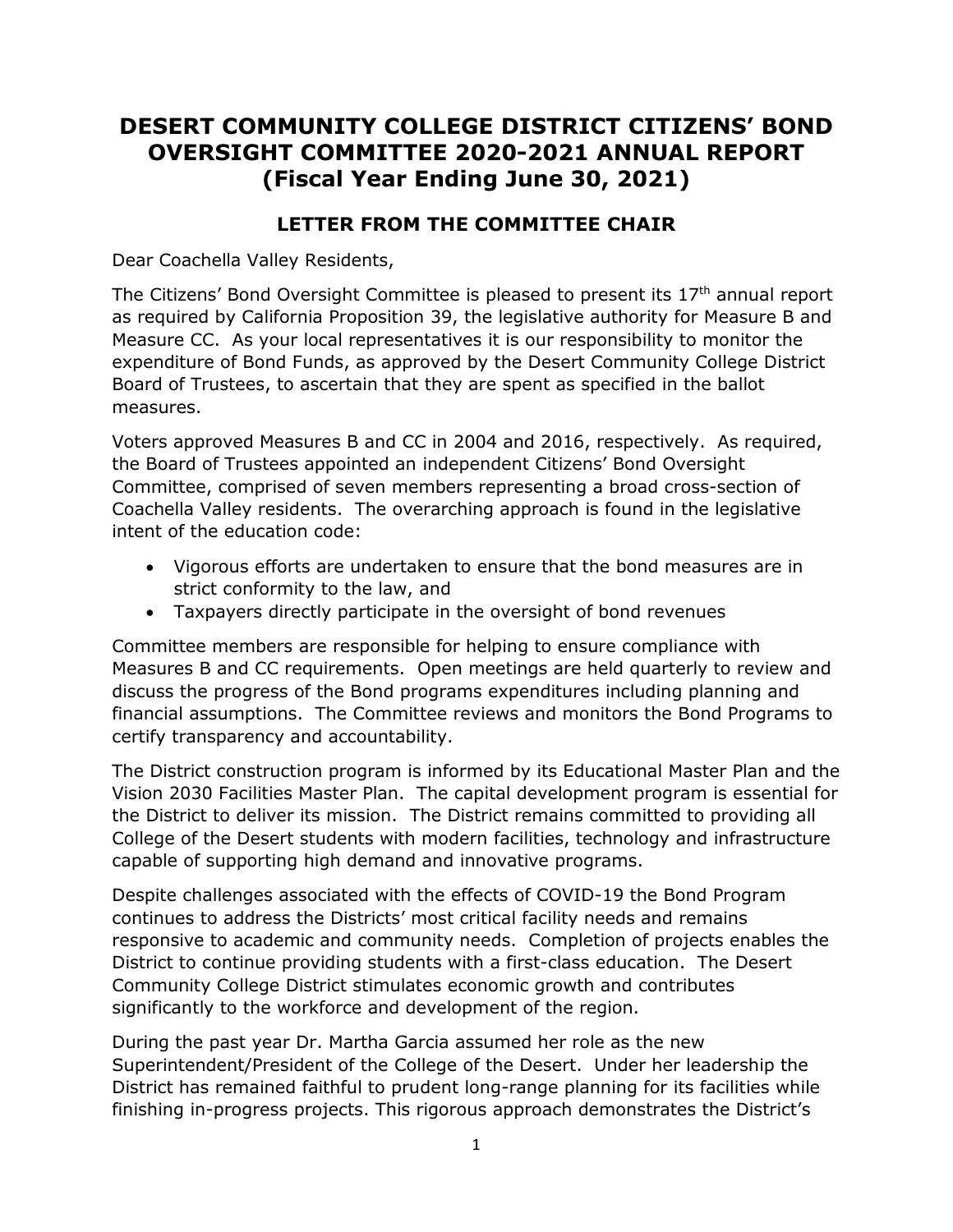# DESERT COMMUNITY COLLEGE DISTRICT CITIZENS' BOND OVERSIGHT COMMITTEE 2020-2021 ANNUAL REPORT (Fiscal Year Ending June 30, 2021)

## LETTER FROM THE COMMITTEE CHAIR

Dear Coachella Valley Residents,

The Citizens' Bond Oversight Committee is pleased to present its 17th annual report as required by California Proposition 39, the legislative authority for Measure B and Measure CC. As your local representatives it is our responsibility to monitor the expenditure of Bond Funds, as approved by the Desert Community College District Board of Trustees, to ascertain that they are spent as specified in the ballot measures.

Voters approved Measures B and CC in 2004 and 2016, respectively. As required, the Board of Trustees appointed an independent Citizens' Bond Oversight Committee, comprised of seven members representing a broad cross-section of Coachella Valley residents. The overarching approach is found in the legislative intent of the education code:

- Vigorous efforts are undertaken to ensure that the bond measures are in strict conformity to the law, and
- Taxpayers directly participate in the oversight of bond revenues

Committee members are responsible for helping to ensure compliance with Measures B and CC requirements. Open meetings are held quarterly to review and discuss the progress of the Bond programs expenditures including planning and financial assumptions. The Committee reviews and monitors the Bond Programs to certify transparency and accountability.

The District construction program is informed by its Educational Master Plan and the Vision 2030 Facilities Master Plan. The capital development program is essential for the District to deliver its mission. The District remains committed to providing all College of the Desert students with modern facilities, technology and infrastructure capable of supporting high demand and innovative programs.

Despite challenges associated with the effects of COVID-19 the Bond Program continues to address the Districts' most critical facility needs and remains responsive to academic and community needs. Completion of projects enables the District to continue providing students with a first-class education. The Desert Community College District stimulates economic growth and contributes significantly to the workforce and development of the region.

During the past year Dr. Martha Garcia assumed her role as the new Superintendent/President of the College of the Desert. Under her leadership the District has remained faithful to prudent long-range planning for its facilities while finishing in-progress projects. This rigorous approach demonstrates the District's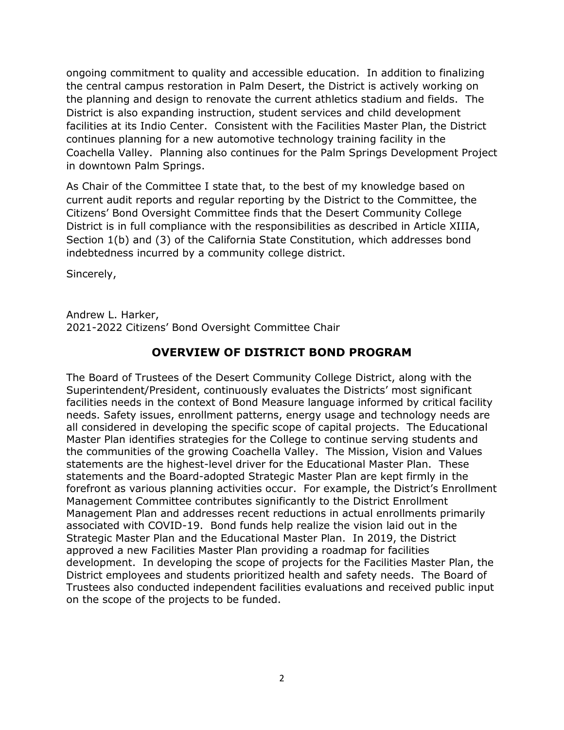ongoing commitment to quality and accessible education. In addition to finalizing the central campus restoration in Palm Desert, the District is actively working on the planning and design to renovate the current athletics stadium and fields. The District is also expanding instruction, student services and child development facilities at its Indio Center. Consistent with the Facilities Master Plan, the District continues planning for a new automotive technology training facility in the Coachella Valley. Planning also continues for the Palm Springs Development Project in downtown Palm Springs.

As Chair of the Committee I state that, to the best of my knowledge based on current audit reports and regular reporting by the District to the Committee, the Citizens' Bond Oversight Committee finds that the Desert Community College District is in full compliance with the responsibilities as described in Article XIIIA, Section 1(b) and (3) of the California State Constitution, which addresses bond indebtedness incurred by a community college district.

Sincerely,

Andrew L. Harker,
2021-2022 Citizens' Bond Oversight Committee Chair

## OVERVIEW OF DISTRICT BOND PROGRAM

The Board of Trustees of the Desert Community College District, along with the Superintendent/President, continuously evaluates the Districts' most significant facilities needs in the context of Bond Measure language informed by critical facility needs. Safety issues, enrollment patterns, energy usage and technology needs are all considered in developing the specific scope of capital projects. The Educational Master Plan identifies strategies for the College to continue serving students and the communities of the growing Coachella Valley. The Mission, Vision and Values statements are the highest-level driver for the Educational Master Plan. These statements and the Board-adopted Strategic Master Plan are kept firmly in the forefront as various planning activities occur. For example, the District's Enrollment Management Committee contributes significantly to the District Enrollment Management Plan and addresses recent reductions in actual enrollments primarily associated with COVID-19. Bond funds help realize the vision laid out in the Strategic Master Plan and the Educational Master Plan. In 2019, the District approved a new Facilities Master Plan providing a roadmap for facilities development. In developing the scope of projects for the Facilities Master Plan, the District employees and students prioritized health and safety needs. The Board of Trustees also conducted independent facilities evaluations and received public input on the scope of the projects to be funded.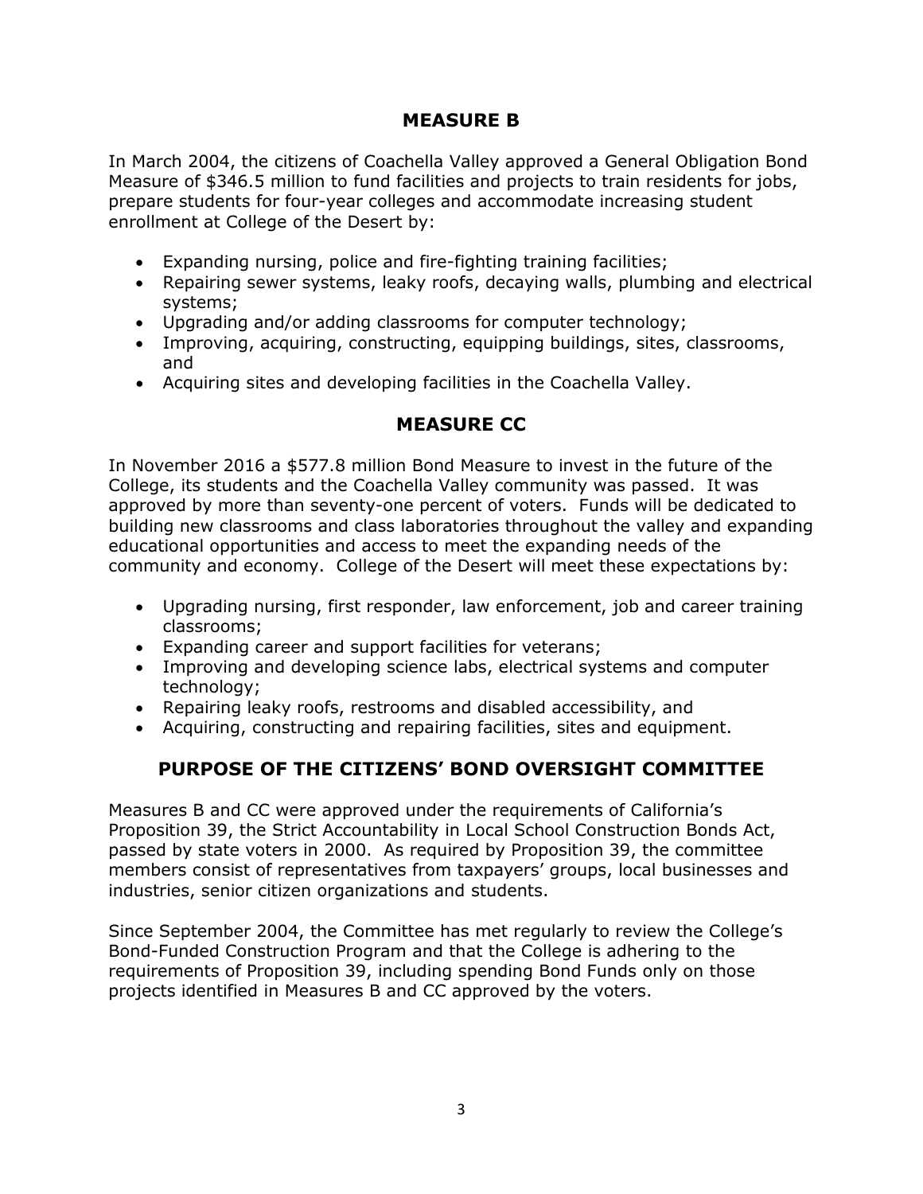## MEASURE B

In March 2004, the citizens of Coachella Valley approved a General Obligation Bond Measure of $346.5 million to fund facilities and projects to train residents for jobs, prepare students for four-year colleges and accommodate increasing student enrollment at College of the Desert by:

- Expanding nursing, police and fire-fighting training facilities;
- Repairing sewer systems, leaky roofs, decaying walls, plumbing and electrical systems;
- Upgrading and/or adding classrooms for computer technology;
- Improving, acquiring, constructing, equipping buildings, sites, classrooms, and
- Acquiring sites and developing facilities in the Coachella Valley.

## MEASURE CC

In November 2016 a $577.8 million Bond Measure to invest in the future of the College, its students and the Coachella Valley community was passed. It was approved by more than seventy-one percent of voters. Funds will be dedicated to building new classrooms and class laboratories throughout the valley and expanding educational opportunities and access to meet the expanding needs of the community and economy. College of the Desert will meet these expectations by:

- Upgrading nursing, first responder, law enforcement, job and career training classrooms;
- Expanding career and support facilities for veterans;
- Improving and developing science labs, electrical systems and computer technology;
- Repairing leaky roofs, restrooms and disabled accessibility, and
- Acquiring, constructing and repairing facilities, sites and equipment.

## PURPOSE OF THE CITIZENS' BOND OVERSIGHT COMMITTEE

Measures B and CC were approved under the requirements of California's Proposition 39, the Strict Accountability in Local School Construction Bonds Act, passed by state voters in 2000. As required by Proposition 39, the committee members consist of representatives from taxpayers' groups, local businesses and industries, senior citizen organizations and students.

Since September 2004, the Committee has met regularly to review the College's Bond-Funded Construction Program and that the College is adhering to the requirements of Proposition 39, including spending Bond Funds only on those projects identified in Measures B and CC approved by the voters.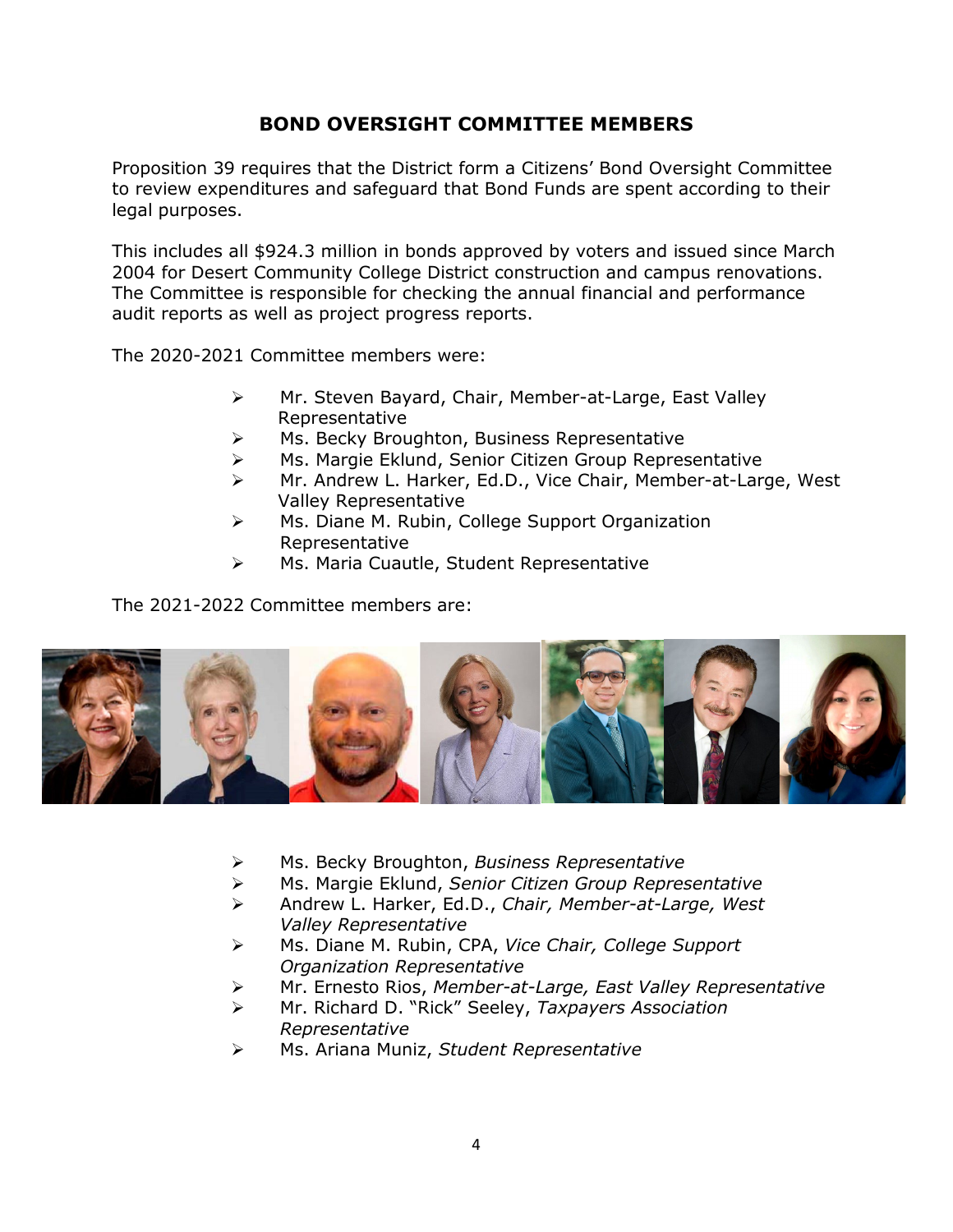## BOND OVERSIGHT COMMITTEE MEMBERS

Proposition 39 requires that the District form a Citizens' Bond Oversight Committee to review expenditures and safeguard that Bond Funds are spent according to their legal purposes.

This includes all $924.3 million in bonds approved by voters and issued since March 2004 for Desert Community College District construction and campus renovations. The Committee is responsible for checking the annual financial and performance audit reports as well as project progress reports.

The 2020-2021 Committee members were:

- Mr. Steven Bayard, Chair, Member-at-Large, East Valley Representative
- Ms. Becky Broughton, Business Representative
- Ms. Margie Eklund, Senior Citizen Group Representative
- Mr. Andrew L. Harker, Ed.D., Vice Chair, Member-at-Large, West Valley Representative
- Ms. Diane M. Rubin, College Support Organization Representative
- Ms. Maria Cuautle, Student Representative

The 2021-2022 Committee members are:

- Ms. Becky Broughton, *Business Representative*
- Ms. Margie Eklund, *Senior Citizen Group Representative*
- Andrew L. Harker, Ed.D., *Chair, Member-at-Large, West Valley Representative*
- Ms. Diane M. Rubin, CPA, *Vice Chair, College Support Organization Representative*
- Mr. Ernesto Rios, *Member-at-Large, East Valley Representative*
- Mr. Richard D. "Rick" Seeley, *Taxpayers Association Representative*
- Ms. Ariana Muniz, *Student Representative*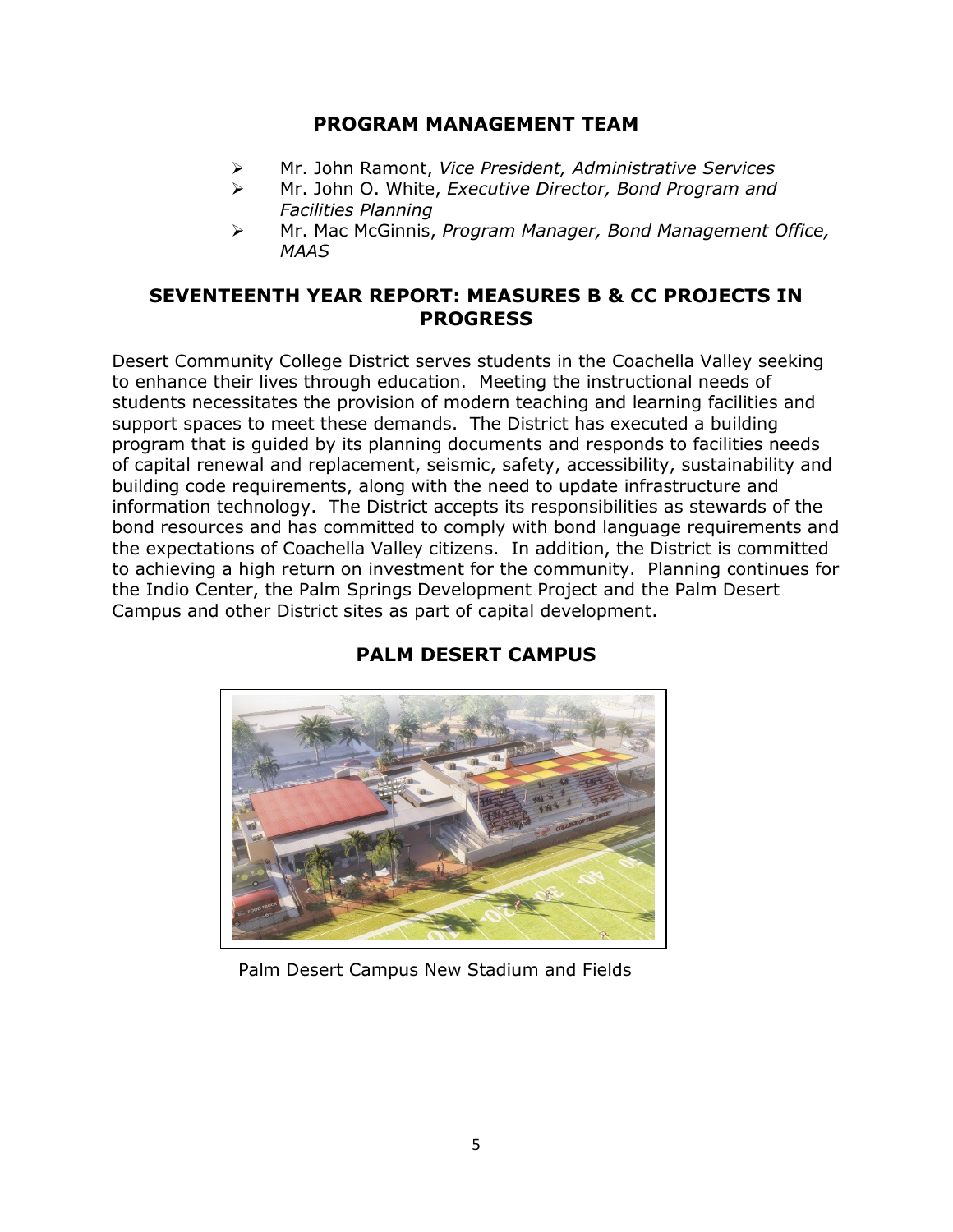## PROGRAM MANAGEMENT TEAM

- Mr. John Ramont, *Vice President, Administrative Services*
- Mr. John O. White, *Executive Director, Bond Program and Facilities Planning*
- Mr. Mac McGinnis, *Program Manager, Bond Management Office, MAAS*

## SEVENTEENTH YEAR REPORT: MEASURES B & CC PROJECTS IN PROGRESS

Desert Community College District serves students in the Coachella Valley seeking to enhance their lives through education. Meeting the instructional needs of students necessitates the provision of modern teaching and learning facilities and support spaces to meet these demands. The District has executed a building program that is guided by its planning documents and responds to facilities needs of capital renewal and replacement, seismic, safety, accessibility, sustainability and building code requirements, along with the need to update infrastructure and information technology. The District accepts its responsibilities as stewards of the bond resources and has committed to comply with bond language requirements and the expectations of Coachella Valley citizens. In addition, the District is committed to achieving a high return on investment for the community. Planning continues for the Indio Center, the Palm Springs Development Project and the Palm Desert Campus and other District sites as part of capital development.

## PALM DESERT CAMPUS

Palm Desert Campus New Stadium and Fields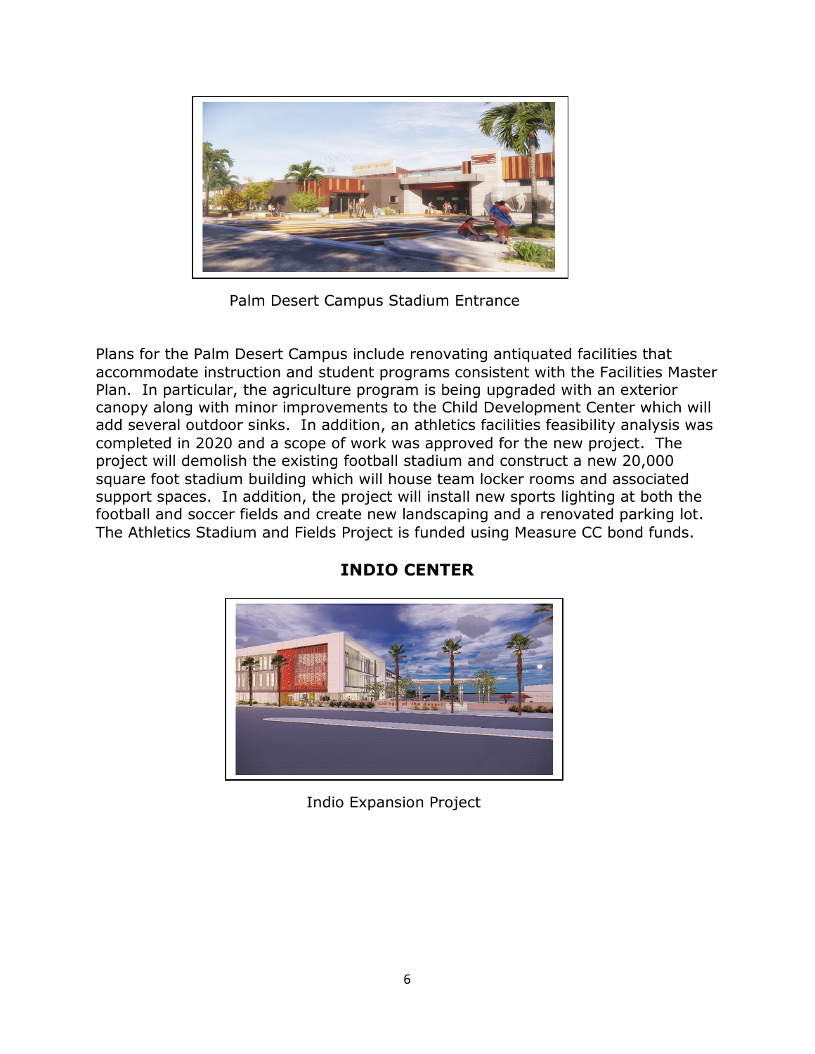Palm Desert Campus Stadium Entrance

Plans for the Palm Desert Campus include renovating antiquated facilities that accommodate instruction and student programs consistent with the Facilities Master Plan. In particular, the agriculture program is being upgraded with an exterior canopy along with minor improvements to the Child Development Center which will add several outdoor sinks. In addition, an athletics facilities feasibility analysis was completed in 2020 and a scope of work was approved for the new project. The project will demolish the existing football stadium and construct a new 20,000 square foot stadium building which will house team locker rooms and associated support spaces. In addition, the project will install new sports lighting at both the football and soccer fields and create new landscaping and a renovated parking lot. The Athletics Stadium and Fields Project is funded using Measure CC bond funds.

## INDIO CENTER

Indio Expansion Project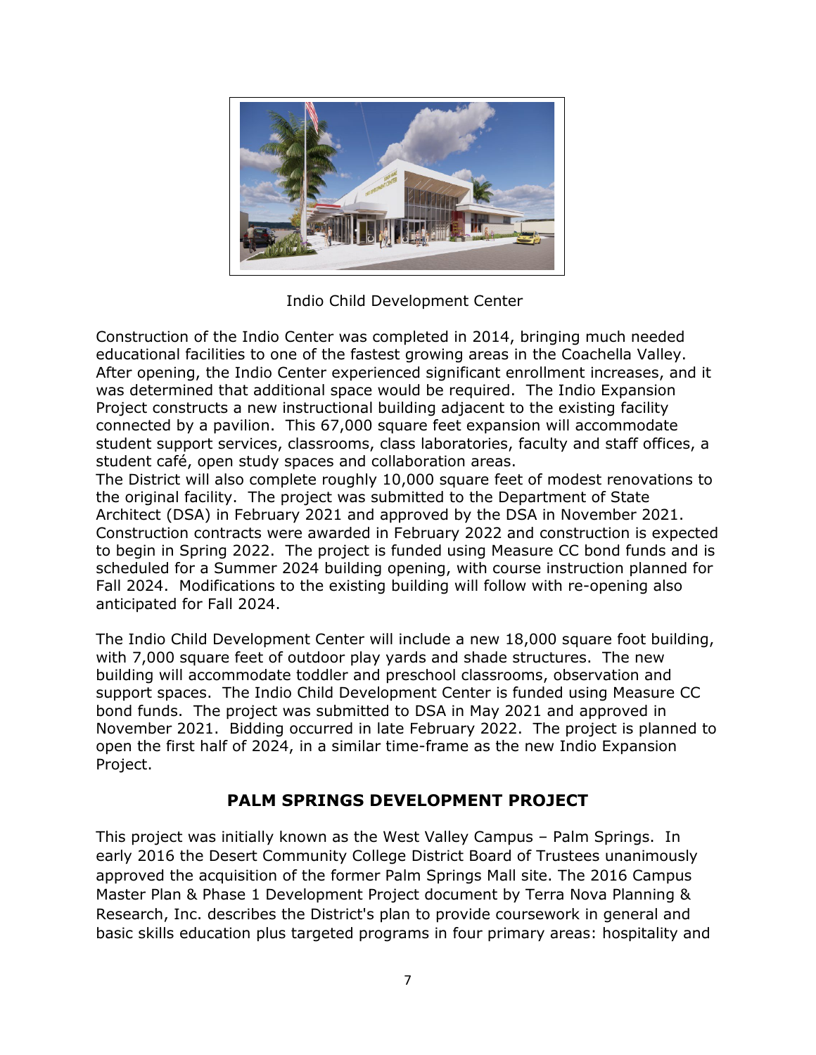Indio Child Development Center

Construction of the Indio Center was completed in 2014, bringing much needed educational facilities to one of the fastest growing areas in the Coachella Valley. After opening, the Indio Center experienced significant enrollment increases, and it was determined that additional space would be required. The Indio Expansion Project constructs a new instructional building adjacent to the existing facility connected by a pavilion. This 67,000 square feet expansion will accommodate student support services, classrooms, class laboratories, faculty and staff offices, a student café, open study spaces and collaboration areas.
The District will also complete roughly 10,000 square feet of modest renovations to the original facility. The project was submitted to the Department of State Architect (DSA) in February 2021 and approved by the DSA in November 2021. Construction contracts were awarded in February 2022 and construction is expected to begin in Spring 2022. The project is funded using Measure CC bond funds and is scheduled for a Summer 2024 building opening, with course instruction planned for Fall 2024. Modifications to the existing building will follow with re-opening also anticipated for Fall 2024.

The Indio Child Development Center will include a new 18,000 square foot building, with 7,000 square feet of outdoor play yards and shade structures. The new building will accommodate toddler and preschool classrooms, observation and support spaces. The Indio Child Development Center is funded using Measure CC bond funds. The project was submitted to DSA in May 2021 and approved in November 2021. Bidding occurred in late February 2022. The project is planned to open the first half of 2024, in a similar time-frame as the new Indio Expansion Project.

## PALM SPRINGS DEVELOPMENT PROJECT

This project was initially known as the West Valley Campus – Palm Springs. In early 2016 the Desert Community College District Board of Trustees unanimously approved the acquisition of the former Palm Springs Mall site. The 2016 Campus Master Plan & Phase 1 Development Project document by Terra Nova Planning & Research, Inc. describes the District's plan to provide coursework in general and basic skills education plus targeted programs in four primary areas: hospitality and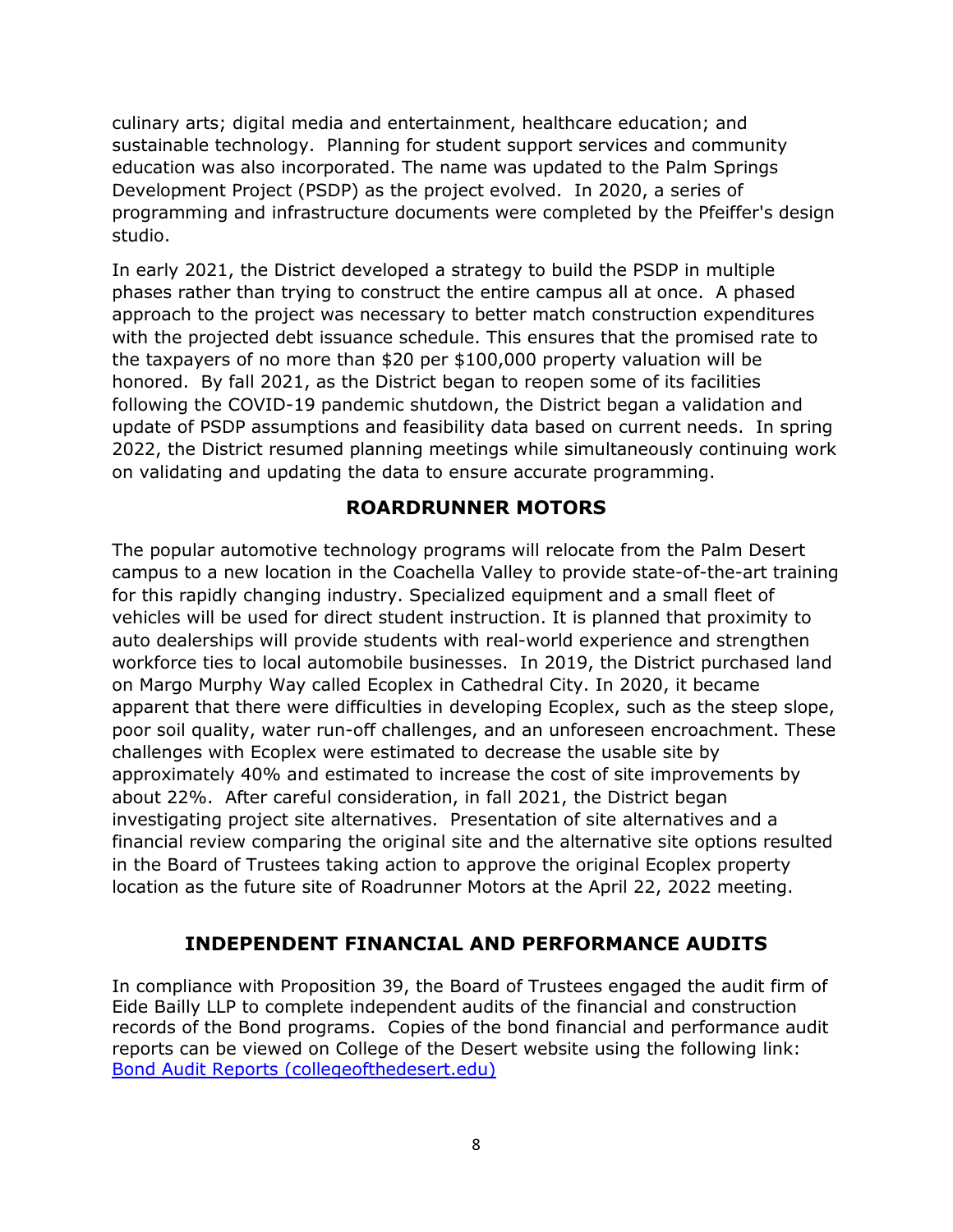culinary arts; digital media and entertainment, healthcare education; and sustainable technology. Planning for student support services and community education was also incorporated. The name was updated to the Palm Springs Development Project (PSDP) as the project evolved. In 2020, a series of programming and infrastructure documents were completed by the Pfeiffer's design studio.

In early 2021, the District developed a strategy to build the PSDP in multiple phases rather than trying to construct the entire campus all at once. A phased approach to the project was necessary to better match construction expenditures with the projected debt issuance schedule. This ensures that the promised rate to the taxpayers of no more than $20 per $100,000 property valuation will be honored. By fall 2021, as the District began to reopen some of its facilities following the COVID-19 pandemic shutdown, the District began a validation and update of PSDP assumptions and feasibility data based on current needs. In spring 2022, the District resumed planning meetings while simultaneously continuing work on validating and updating the data to ensure accurate programming.

## ROARDRUNNER MOTORS

The popular automotive technology programs will relocate from the Palm Desert campus to a new location in the Coachella Valley to provide state-of-the-art training for this rapidly changing industry. Specialized equipment and a small fleet of vehicles will be used for direct student instruction. It is planned that proximity to auto dealerships will provide students with real-world experience and strengthen workforce ties to local automobile businesses. In 2019, the District purchased land on Margo Murphy Way called Ecoplex in Cathedral City. In 2020, it became apparent that there were difficulties in developing Ecoplex, such as the steep slope, poor soil quality, water run-off challenges, and an unforeseen encroachment. These challenges with Ecoplex were estimated to decrease the usable site by approximately 40% and estimated to increase the cost of site improvements by about 22%. After careful consideration, in fall 2021, the District began investigating project site alternatives. Presentation of site alternatives and a financial review comparing the original site and the alternative site options resulted in the Board of Trustees taking action to approve the original Ecoplex property location as the future site of Roadrunner Motors at the April 22, 2022 meeting.

## INDEPENDENT FINANCIAL AND PERFORMANCE AUDITS

In compliance with Proposition 39, the Board of Trustees engaged the audit firm of Eide Bailly LLP to complete independent audits of the financial and construction records of the Bond programs. Copies of the bond financial and performance audit reports can be viewed on College of the Desert website using the following link: [Bond Audit Reports (collegeofthedesert.edu)]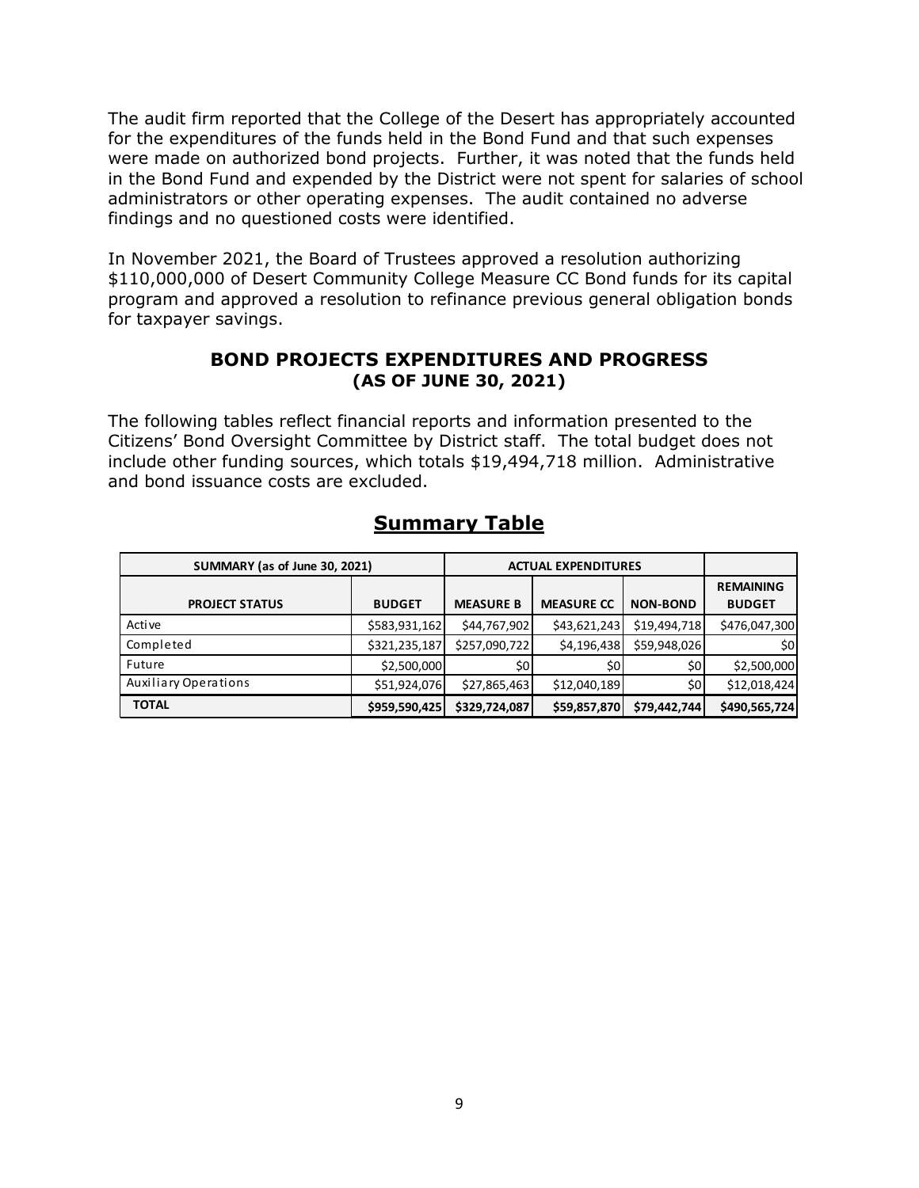The audit firm reported that the College of the Desert has appropriately accounted for the expenditures of the funds held in the Bond Fund and that such expenses were made on authorized bond projects. Further, it was noted that the funds held in the Bond Fund and expended by the District were not spent for salaries of school administrators or other operating expenses. The audit contained no adverse findings and no questioned costs were identified.

In November 2021, the Board of Trustees approved a resolution authorizing $110,000,000 of Desert Community College Measure CC Bond funds for its capital program and approved a resolution to refinance previous general obligation bonds for taxpayer savings.

## BOND PROJECTS EXPENDITURES AND PROGRESS (AS OF JUNE 30, 2021)

The following tables reflect financial reports and information presented to the Citizens' Bond Oversight Committee by District staff. The total budget does not include other funding sources, which totals $19,494,718 million. Administrative and bond issuance costs are excluded.

## Summary Table

| SUMMARY (as of June 30, 2021) | | ACTUAL EXPENDITURES | | | |
|---|---|---|---|---|---|
| **PROJECT STATUS** | **BUDGET** | **MEASURE B** | **MEASURE CC** | **NON-BOND** | **REMAINING BUDGET** |
| Active | $583,931,162 | $44,767,902 | $43,621,243 | $19,494,718 | $476,047,300 |
| Completed | $321,235,187 | $257,090,722 | $4,196,438 | $59,948,026 | $0 |
| Future | $2,500,000 | $0 | $0 | $0 | $2,500,000 |
| Auxiliary Operations | $51,924,076 | $27,865,463 | $12,040,189 | $0 | $12,018,424 |
| **TOTAL** | **$959,590,425** | **$329,724,087** | **$59,857,870** | **$79,442,744** | **$490,565,724** |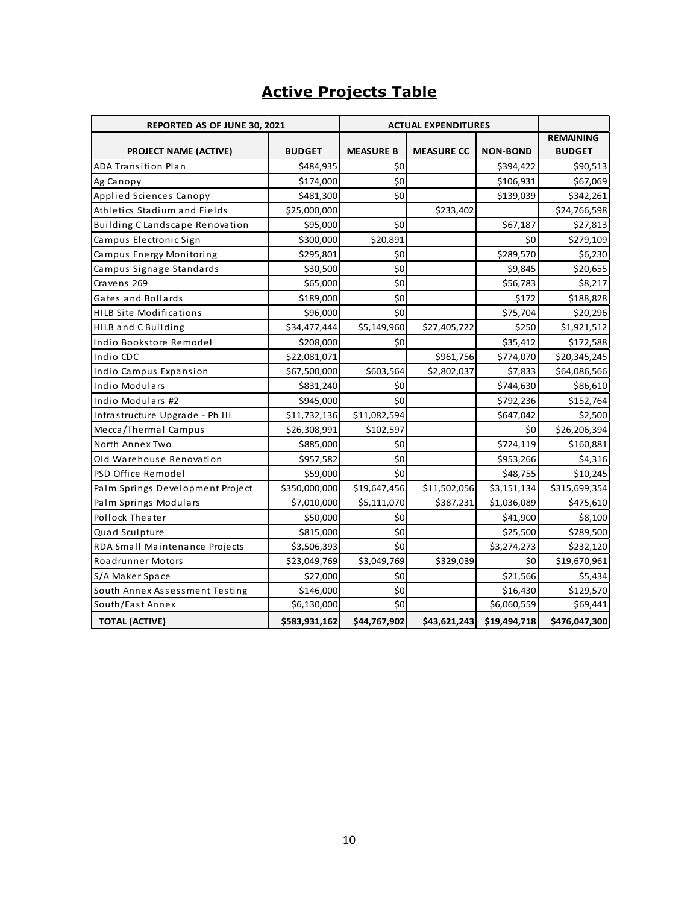# Active Projects Table

| REPORTED AS OF JUNE 30, 2021 | | ACTUAL EXPENDITURES | | | |
|---|---|---|---|---|---|
| **PROJECT NAME (ACTIVE)** | **BUDGET** | **MEASURE B** | **MEASURE CC** | **NON-BOND** | **REMAINING BUDGET** |
| ADA Transition Plan | $484,935 | $0 | | $394,422 | $90,513 |
| Ag Canopy | $174,000 | $0 | | $106,931 | $67,069 |
| Applied Sciences Canopy | $481,300 | $0 | | $139,039 | $342,261 |
| Athletics Stadium and Fields | $25,000,000 | | $233,402 | | $24,766,598 |
| Building C Landscape Renovation | $95,000 | $0 | | $67,187 | $27,813 |
| Campus Electronic Sign | $300,000 | $20,891 | | $0 | $279,109 |
| Campus Energy Monitoring | $295,801 | $0 | | $289,570 | $6,230 |
| Campus Signage Standards | $30,500 | $0 | | $9,845 | $20,655 |
| Cravens 269 | $65,000 | $0 | | $56,783 | $8,217 |
| Gates and Bollards | $189,000 | $0 | | $172 | $188,828 |
| HILB Site Modifications | $96,000 | $0 | | $75,704 | $20,296 |
| HILB and C Building | $34,477,444 | $5,149,960 | $27,405,722 | $250 | $1,921,512 |
| Indio Bookstore Remodel | $208,000 | $0 | | $35,412 | $172,588 |
| Indio CDC | $22,081,071 | | $961,756 | $774,070 | $20,345,245 |
| Indio Campus Expansion | $67,500,000 | $603,564 | $2,802,037 | $7,833 | $64,086,566 |
| Indio Modulars | $831,240 | $0 | | $744,630 | $86,610 |
| Indio Modulars #2 | $945,000 | $0 | | $792,236 | $152,764 |
| Infrastructure Upgrade - Ph III | $11,732,136 | $11,082,594 | | $647,042 | $2,500 |
| Mecca/Thermal Campus | $26,308,991 | $102,597 | | $0 | $26,206,394 |
| North Annex Two | $885,000 | $0 | | $724,119 | $160,881 |
| Old Warehouse Renovation | $957,582 | $0 | | $953,266 | $4,316 |
| PSD Office Remodel | $59,000 | $0 | | $48,755 | $10,245 |
| Palm Springs Development Project | $350,000,000 | $19,647,456 | $11,502,056 | $3,151,134 | $315,699,354 |
| Palm Springs Modulars | $7,010,000 | $5,111,070 | $387,231 | $1,036,089 | $475,610 |
| Pollock Theater | $50,000 | $0 | | $41,900 | $8,100 |
| Quad Sculpture | $815,000 | $0 | | $25,500 | $789,500 |
| RDA Small Maintenance Projects | $3,506,393 | $0 | | $3,274,273 | $232,120 |
| Roadrunner Motors | $23,049,769 | $3,049,769 | $329,039 | $0 | $19,670,961 |
| S/A Maker Space | $27,000 | $0 | | $21,566 | $5,434 |
| South Annex Assessment Testing | $146,000 | $0 | | $16,430 | $129,570 |
| South/East Annex | $6,130,000 | $0 | | $6,060,559 | $69,441 |
| **TOTAL (ACTIVE)** | **$583,931,162** | **$44,767,902** | **$43,621,243** | **$19,494,718** | **$476,047,300** |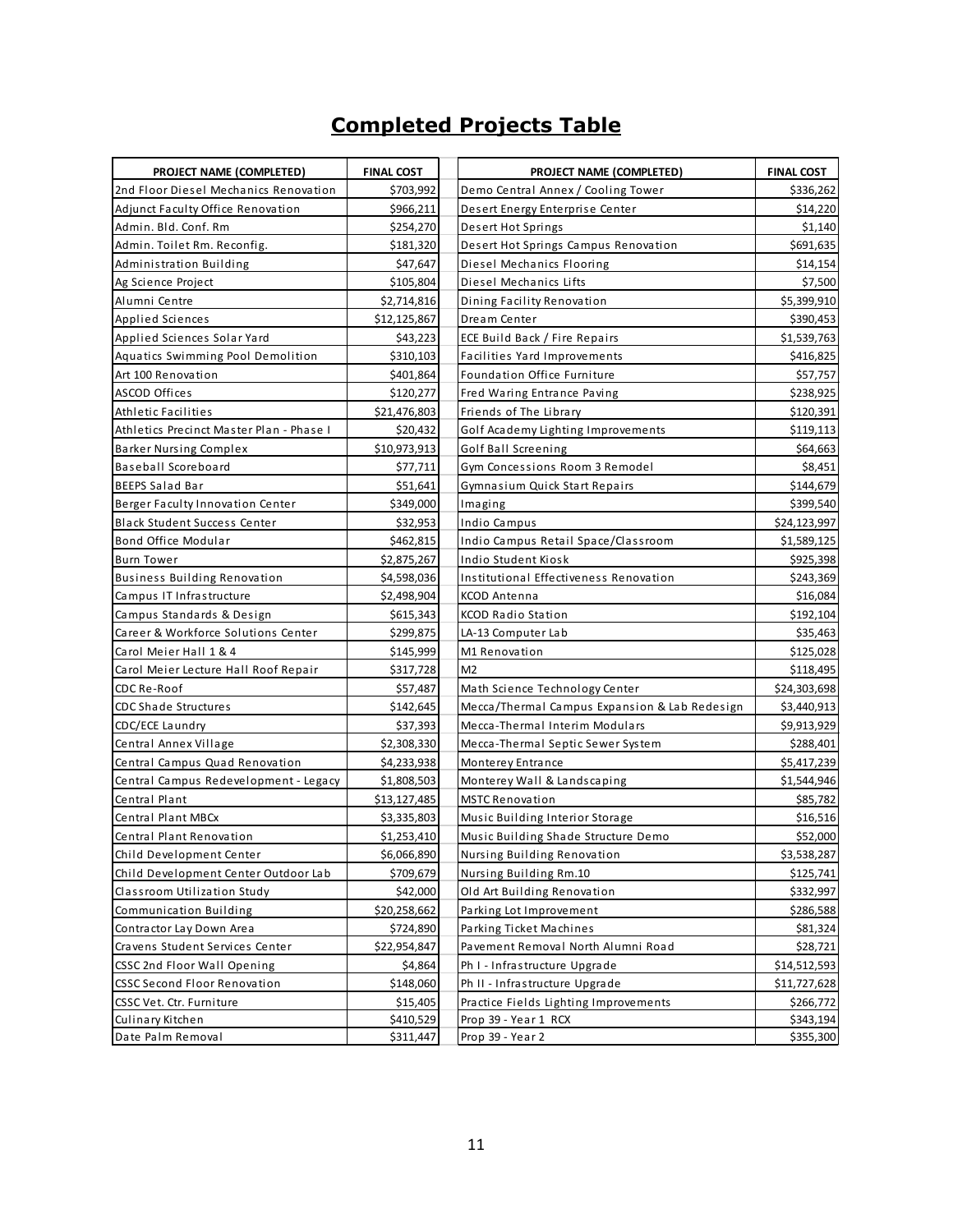## Completed Projects Table

| PROJECT NAME (COMPLETED) | FINAL COST |
|---|---|
| 2nd Floor Diesel Mechanics Renovation | $703,992 |
| Adjunct Faculty Office Renovation | $966,211 |
| Admin. Bld. Conf. Rm | $254,270 |
| Admin. Toilet Rm. Reconfig. | $181,320 |
| Administration Building | $47,647 |
| Ag Science Project | $105,804 |
| Alumni Centre | $2,714,816 |
| Applied Sciences | $12,125,867 |
| Applied Sciences Solar Yard | $43,223 |
| Aquatics Swimming Pool Demolition | $310,103 |
| Art 100 Renovation | $401,864 |
| ASCOD Offices | $120,277 |
| Athletic Facilities | $21,476,803 |
| Athletics Precinct Master Plan - Phase I | $20,432 |
| Barker Nursing Complex | $10,973,913 |
| Baseball Scoreboard | $77,711 |
| BEEPS Salad Bar | $51,641 |
| Berger Faculty Innovation Center | $349,000 |
| Black Student Success Center | $32,953 |
| Bond Office Modular | $462,815 |
| Burn Tower | $2,875,267 |
| Business Building Renovation | $4,598,036 |
| Campus IT Infrastructure | $2,498,904 |
| Campus Standards & Design | $615,343 |
| Career & Workforce Solutions Center | $299,875 |
| Carol Meier Hall 1 & 4 | $145,999 |
| Carol Meier Lecture Hall Roof Repair | $317,728 |
| CDC Re-Roof | $57,487 |
| CDC Shade Structures | $142,645 |
| CDC/ECE Laundry | $37,393 |
| Central Annex Village | $2,308,330 |
| Central Campus Quad Renovation | $4,233,938 |
| Central Campus Redevelopment - Legacy | $1,808,503 |
| Central Plant | $13,127,485 |
| Central Plant MBCx | $3,335,803 |
| Central Plant Renovation | $1,253,410 |
| Child Development Center | $6,066,890 |
| Child Development Center Outdoor Lab | $709,679 |
| Classroom Utilization Study | $42,000 |
| Communication Building | $20,258,662 |
| Contractor Lay Down Area | $724,890 |
| Cravens Student Services Center | $22,954,847 |
| CSSC 2nd Floor Wall Opening | $4,864 |
| CSSC Second Floor Renovation | $148,060 |
| CSSC Vet. Ctr. Furniture | $15,405 |
| Culinary Kitchen | $410,529 |
| Date Palm Removal | $311,447 |
| Demo Central Annex / Cooling Tower | $336,262 |
| Desert Energy Enterprise Center | $14,220 |
| Desert Hot Springs | $1,140 |
| Desert Hot Springs Campus Renovation | $691,635 |
| Diesel Mechanics Flooring | $14,154 |
| Diesel Mechanics Lifts | $7,500 |
| Dining Facility Renovation | $5,399,910 |
| Dream Center | $390,453 |
| ECE Build Back / Fire Repairs | $1,539,763 |
| Facilities Yard Improvements | $416,825 |
| Foundation Office Furniture | $57,757 |
| Fred Waring Entrance Paving | $238,925 |
| Friends of The Library | $120,391 |
| Golf Academy Lighting Improvements | $119,113 |
| Golf Ball Screening | $64,663 |
| Gym Concessions Room 3 Remodel | $8,451 |
| Gymnasium Quick Start Repairs | $144,679 |
| Imaging | $399,540 |
| Indio Campus | $24,123,997 |
| Indio Campus Retail Space/Classroom | $1,589,125 |
| Indio Student Kiosk | $925,398 |
| Institutional Effectiveness Renovation | $243,369 |
| KCOD Antenna | $16,084 |
| KCOD Radio Station | $192,104 |
| LA-13 Computer Lab | $35,463 |
| M1 Renovation | $125,028 |
| M2 | $118,495 |
| Math Science Technology Center | $24,303,698 |
| Mecca/Thermal Campus Expansion & Lab Redesign | $3,440,913 |
| Mecca-Thermal Interim Modulars | $9,913,929 |
| Mecca-Thermal Septic Sewer System | $288,401 |
| Monterey Entrance | $5,417,239 |
| Monterey Wall & Landscaping | $1,544,946 |
| MSTC Renovation | $85,782 |
| Music Building Interior Storage | $16,516 |
| Music Building Shade Structure Demo | $52,000 |
| Nursing Building Renovation | $3,538,287 |
| Nursing Building Rm.10 | $125,741 |
| Old Art Building Renovation | $332,997 |
| Parking Lot Improvement | $286,588 |
| Parking Ticket Machines | $81,324 |
| Pavement Removal North Alumni Road | $28,721 |
| Ph I - Infrastructure Upgrade | $14,512,593 |
| Ph II - Infrastructure Upgrade | $11,727,628 |
| Practice Fields Lighting Improvements | $266,772 |
| Prop 39 - Year 1 RCX | $343,194 |
| Prop 39 - Year 2 | $355,300 |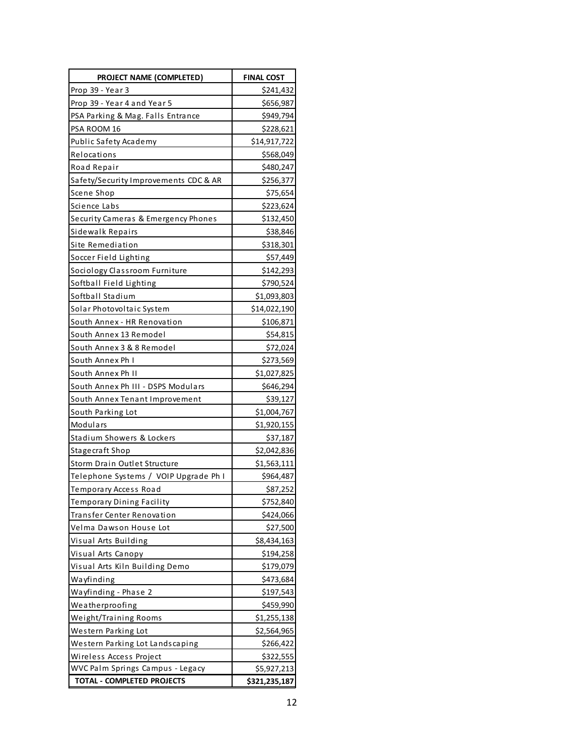| PROJECT NAME (COMPLETED) | FINAL COST |
| --- | --- |
| Prop 39 - Year 3 | $241,432 |
| Prop 39 - Year 4 and Year 5 | $656,987 |
| PSA Parking & Mag. Falls Entrance | $949,794 |
| PSA ROOM 16 | $228,621 |
| Public Safety Academy | $14,917,722 |
| Relocations | $568,049 |
| Road Repair | $480,247 |
| Safety/Security Improvements CDC & AR | $256,377 |
| Scene Shop | $75,654 |
| Science Labs | $223,624 |
| Security Cameras & Emergency Phones | $132,450 |
| Sidewalk Repairs | $38,846 |
| Site Remediation | $318,301 |
| Soccer Field Lighting | $57,449 |
| Sociology Classroom Furniture | $142,293 |
| Softball Field Lighting | $790,524 |
| Softball Stadium | $1,093,803 |
| Solar Photovoltaic System | $14,022,190 |
| South Annex - HR Renovation | $106,871 |
| South Annex 13 Remodel | $54,815 |
| South Annex 3 & 8 Remodel | $72,024 |
| South Annex Ph I | $273,569 |
| South Annex Ph II | $1,027,825 |
| South Annex Ph III - DSPS Modulars | $646,294 |
| South Annex Tenant Improvement | $39,127 |
| South Parking Lot | $1,004,767 |
| Modulars | $1,920,155 |
| Stadium Showers & Lockers | $37,187 |
| Stagecraft Shop | $2,042,836 |
| Storm Drain Outlet Structure | $1,563,111 |
| Telephone Systems / VOIP Upgrade Ph I | $964,487 |
| Temporary Access Road | $87,252 |
| Temporary Dining Facility | $752,840 |
| Transfer Center Renovation | $424,066 |
| Velma Dawson House Lot | $27,500 |
| Visual Arts Building | $8,434,163 |
| Visual Arts Canopy | $194,258 |
| Visual Arts Kiln Building Demo | $179,079 |
| Wayfinding | $473,684 |
| Wayfinding - Phase 2 | $197,543 |
| Weatherproofing | $459,990 |
| Weight/Training Rooms | $1,255,138 |
| Western Parking Lot | $2,564,965 |
| Western Parking Lot Landscaping | $266,422 |
| Wireless Access Project | $322,555 |
| WVC Palm Springs Campus - Legacy | $5,927,213 |
| **TOTAL - COMPLETED PROJECTS** | **$321,235,187** |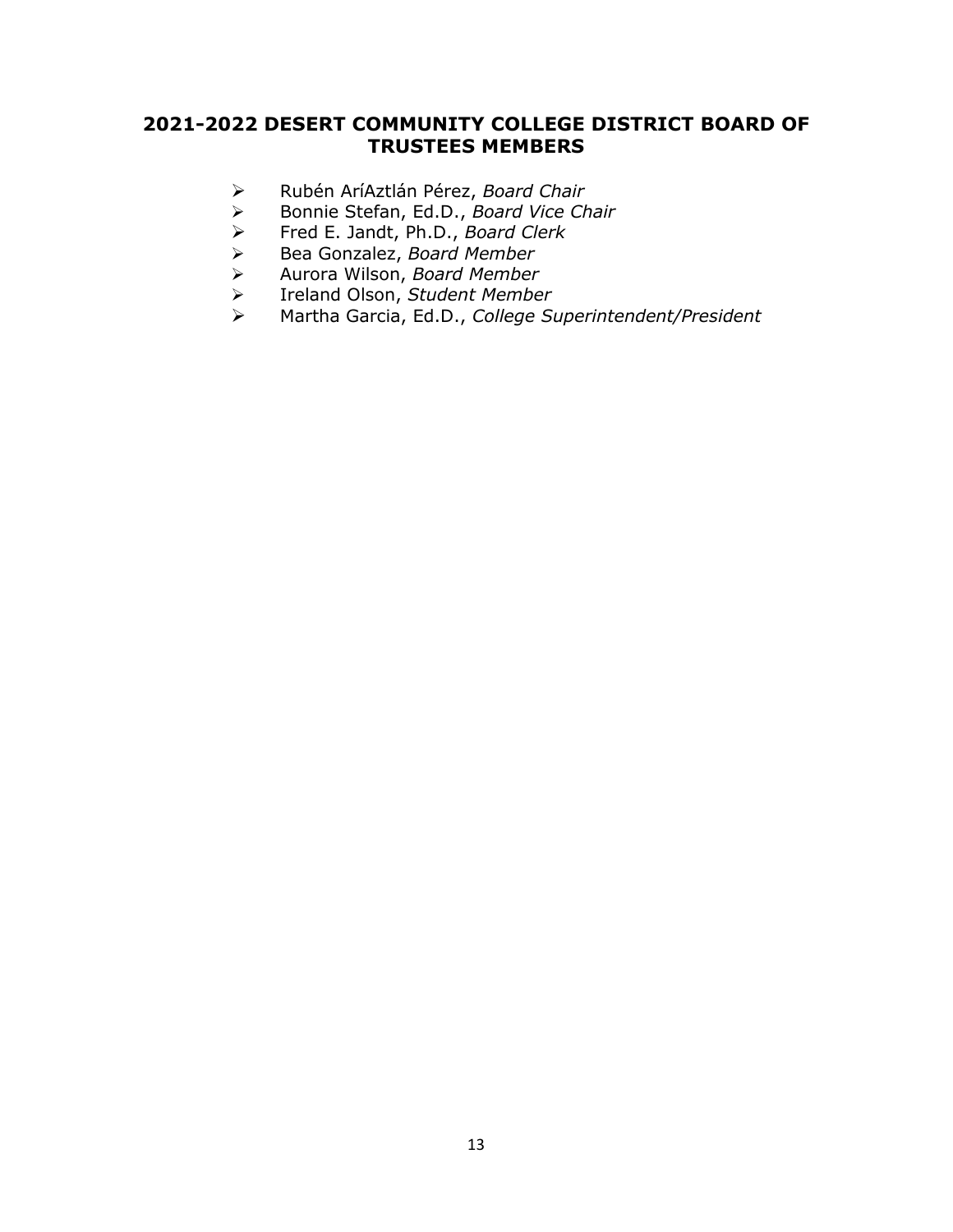## 2021-2022 DESERT COMMUNITY COLLEGE DISTRICT BOARD OF TRUSTEES MEMBERS

- Rubén AríAztlán Pérez, *Board Chair*
- Bonnie Stefan, Ed.D., *Board Vice Chair*
- Fred E. Jandt, Ph.D., *Board Clerk*
- Bea Gonzalez, *Board Member*
- Aurora Wilson, *Board Member*
- Ireland Olson, *Student Member*
- Martha Garcia, Ed.D., *College Superintendent/President*